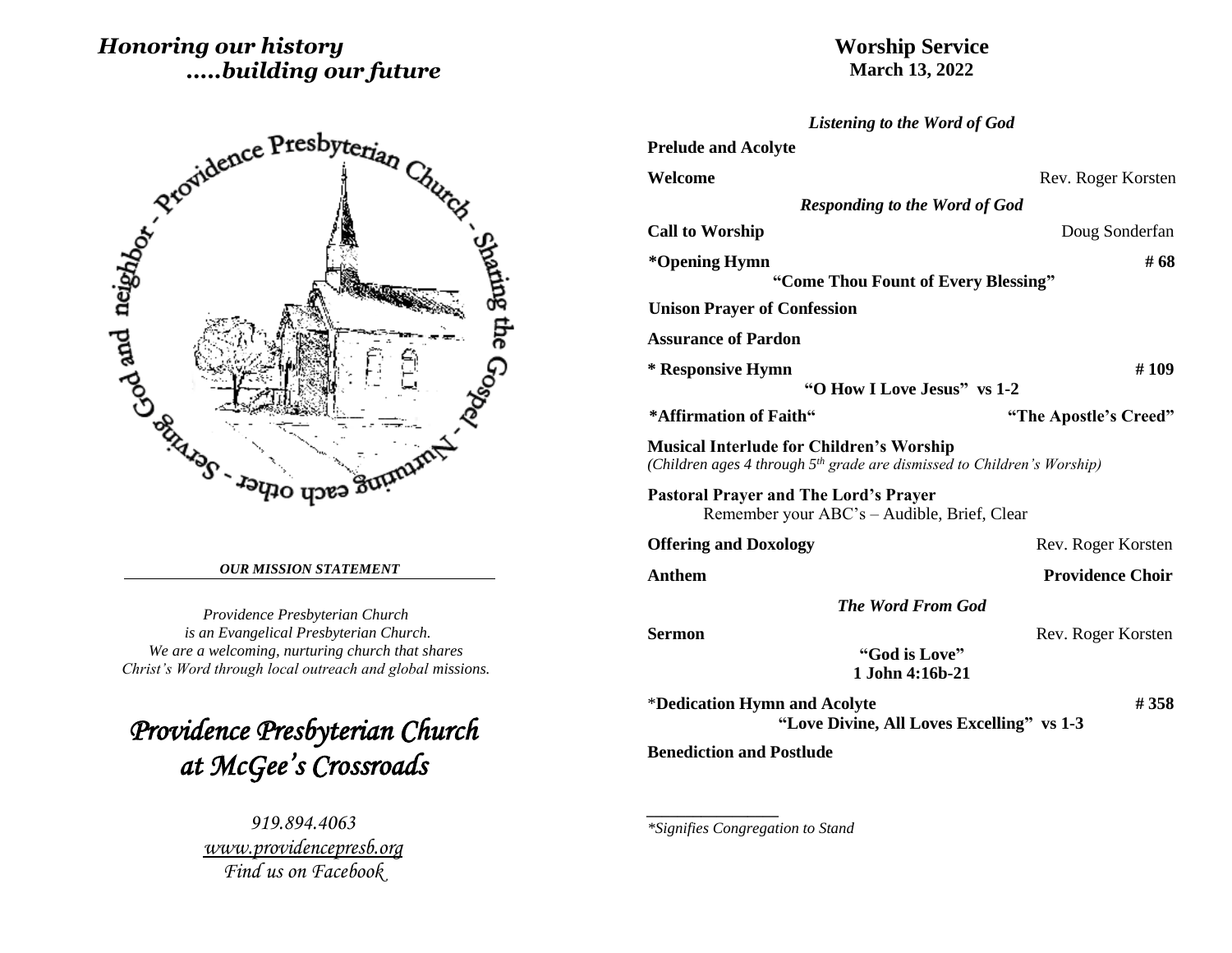*Honoring our history*
*.....building our future*

Providence Presbyterian Church - Sharing the Gospel - Nurturing each other - Serving God and neighbor

***OUR MISSION STATEMENT***

*Providence Presbyterian Church*
*is an Evangelical Presbyterian Church.*
*We are a welcoming, nurturing church that shares*
*Christ's Word through local outreach and global missions.*

# *Providence Presbyterian Church at McGee's Crossroads*

*919.894.4063*
*www.providencepresb.org*
*Find us on Facebook*

## Worship Service
**March 13, 2022**

***Listening to the Word of God***

**Prelude and Acolyte**

**Welcome** — Rev. Roger Korsten

***Responding to the Word of God***

**Call to Worship** — Doug Sonderfan

**\*Opening Hymn** — **# 68**
**"Come Thou Fount of Every Blessing"**

**Unison Prayer of Confession**

**Assurance of Pardon**

**\* Responsive Hymn** — **# 109**
**"O How I Love Jesus" vs 1-2**

**\*Affirmation of Faith"** — **"The Apostle's Creed"**

**Musical Interlude for Children's Worship**
*(Children ages 4 through 5th grade are dismissed to Children's Worship)*

**Pastoral Prayer and The Lord's Prayer**
Remember your ABC's – Audible, Brief, Clear

**Offering and Doxology** — Rev. Roger Korsten

**Anthem** — **Providence Choir**

***The Word From God***

**Sermon** — Rev. Roger Korsten
**"God is Love"**
**1 John 4:16b-21**

\***Dedication Hymn and Acolyte** — **# 358**
**"Love Divine, All Loves Excelling" vs 1-3**

**Benediction and Postlude**

---

*\*Signifies Congregation to Stand*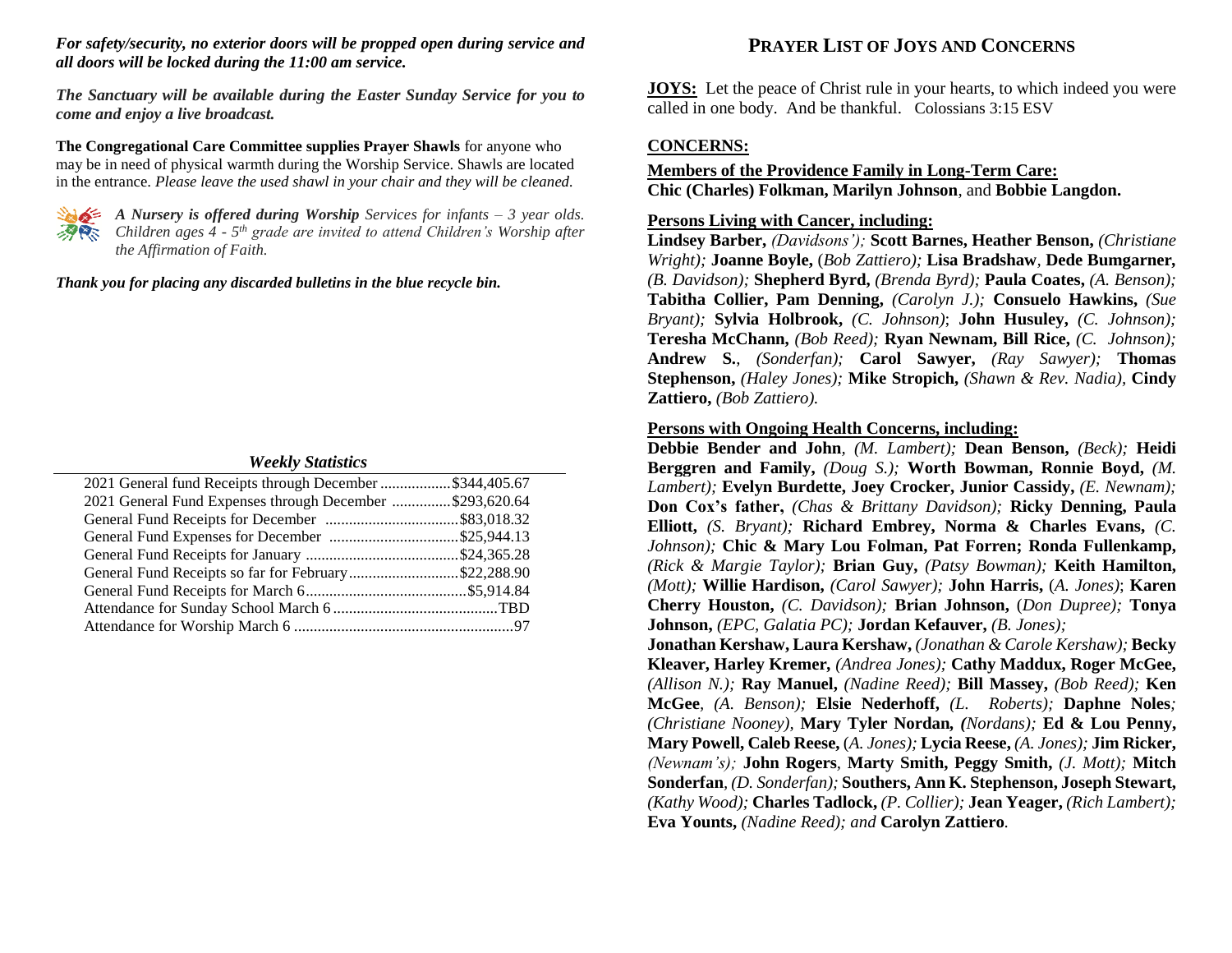***For safety/security, no exterior doors will be propped open during service and all doors will be locked during the 11:00 am service.***

***The Sanctuary will be available during the Easter Sunday Service for you to come and enjoy a live broadcast.***

**The Congregational Care Committee supplies Prayer Shawls** for anyone who may be in need of physical warmth during the Worship Service. Shawls are located in the entrance. *Please leave the used shawl in your chair and they will be cleaned.*

***A Nursery is offered during Worship*** *Services for infants – 3 year olds. Children ages 4 - 5th grade are invited to attend Children's Worship after the Affirmation of Faith.*

***Thank you for placing any discarded bulletins in the blue recycle bin.***

### *Weekly Statistics*

| | |
|---|---|
| 2021 General fund Receipts through December | $344,405.67 |
| 2021 General Fund Expenses through December | $293,620.64 |
| General Fund Receipts for December | $83,018.32 |
| General Fund Expenses for December | $25,944.13 |
| General Fund Receipts for January | $24,365.28 |
| General Fund Receipts so far for February | $22,288.90 |
| General Fund Receipts for March 6 | $5,914.84 |
| Attendance for Sunday School March 6 | TBD |
| Attendance for Worship March 6 | 97 |

## PRAYER LIST OF JOYS AND CONCERNS

**JOYS:** Let the peace of Christ rule in your hearts, to which indeed you were called in one body. And be thankful. Colossians 3:15 ESV

**CONCERNS:**

**Members of the Providence Family in Long-Term Care:**
**Chic (Charles) Folkman, Marilyn Johnson**, and **Bobbie Langdon.**

**Persons Living with Cancer, including:**
**Lindsey Barber,** *(Davidsons');* **Scott Barnes, Heather Benson,** *(Christiane Wright);* **Joanne Boyle,** (*Bob Zattiero);* **Lisa Bradshaw**, **Dede Bumgarner,** *(B. Davidson);* **Shepherd Byrd,** *(Brenda Byrd);* **Paula Coates,** *(A. Benson);* **Tabitha Collier, Pam Denning,** *(Carolyn J.);* **Consuelo Hawkins,** *(Sue Bryant);* **Sylvia Holbrook,** *(C. Johnson)*; **John Husuley,** *(C. Johnson);* **Teresha McChann,** *(Bob Reed);* **Ryan Newnam, Bill Rice,** *(C. Johnson);* **Andrew S.**, *(Sonderfan);* **Carol Sawyer,** *(Ray Sawyer);* **Thomas Stephenson,** *(Haley Jones);* **Mike Stropich,** *(Shawn & Rev. Nadia),* **Cindy Zattiero,** *(Bob Zattiero).*

**Persons with Ongoing Health Concerns, including:**
**Debbie Bender and John**, *(M. Lambert);* **Dean Benson,** *(Beck);* **Heidi Berggren and Family,** *(Doug S.);* **Worth Bowman, Ronnie Boyd,** *(M. Lambert);* **Evelyn Burdette, Joey Crocker, Junior Cassidy,** *(E. Newnam);* **Don Cox's father,** *(Chas & Brittany Davidson);* **Ricky Denning, Paula Elliott,** *(S. Bryant);* **Richard Embrey, Norma & Charles Evans,** *(C. Johnson);* **Chic & Mary Lou Folman, Pat Forren; Ronda Fullenkamp,** *(Rick & Margie Taylor);* **Brian Guy,** *(Patsy Bowman);* **Keith Hamilton,** *(Mott);* **Willie Hardison,** *(Carol Sawyer);* **John Harris,** (*A. Jones)*; **Karen Cherry Houston,** *(C. Davidson);* **Brian Johnson,** (*Don Dupree);* **Tonya Johnson,** *(EPC, Galatia PC);* **Jordan Kefauver,** *(B. Jones);*
**Jonathan Kershaw, Laura Kershaw,** *(Jonathan & Carole Kershaw);* **Becky Kleaver, Harley Kremer,** *(Andrea Jones);* **Cathy Maddux, Roger McGee,** *(Allison N.);* **Ray Manuel,** *(Nadine Reed);* **Bill Massey,** *(Bob Reed);* **Ken McGee**, *(A. Benson);* **Elsie Nederhoff,** *(L. Roberts);* **Daphne Noles***; (Christiane Nooney),* **Mary Tyler Nordan,** *(Nordans);* **Ed & Lou Penny, Mary Powell, Caleb Reese,** (*A. Jones);* **Lycia Reese,** *(A. Jones);* **Jim Ricker,** *(Newnam's);* **John Rogers**, **Marty Smith, Peggy Smith,** *(J. Mott);* **Mitch Sonderfan**, *(D. Sonderfan);* **Southers, Ann K. Stephenson, Joseph Stewart,** *(Kathy Wood);* **Charles Tadlock,** *(P. Collier);* **Jean Yeager,** *(Rich Lambert);* **Eva Younts,** *(Nadine Reed); and* **Carolyn Zattiero***.*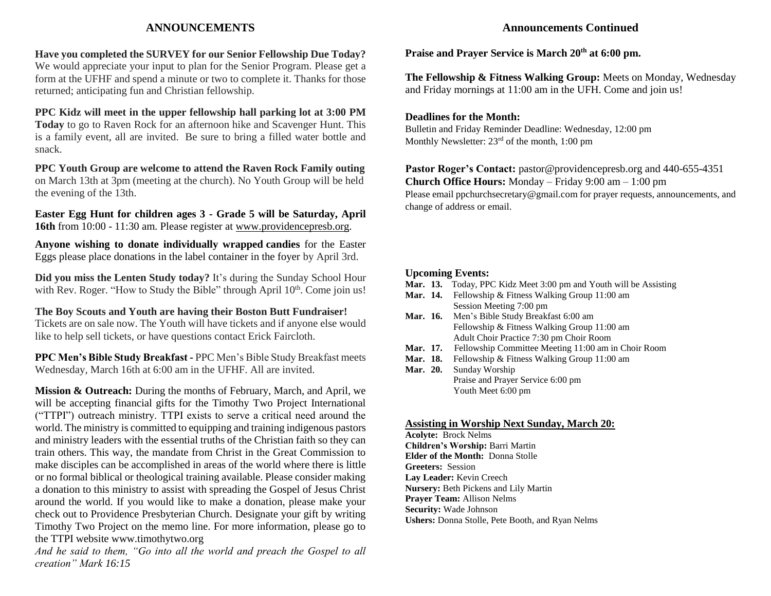## ANNOUNCEMENTS

**Have you completed the SURVEY for our Senior Fellowship Due Today?** We would appreciate your input to plan for the Senior Program. Please get a form at the UFHF and spend a minute or two to complete it. Thanks for those returned; anticipating fun and Christian fellowship.

**PPC Kidz will meet in the upper fellowship hall parking lot at 3:00 PM Today** to go to Raven Rock for an afternoon hike and Scavenger Hunt. This is a family event, all are invited. Be sure to bring a filled water bottle and snack.

**PPC Youth Group are welcome to attend the Raven Rock Family outing** on March 13th at 3pm (meeting at the church). No Youth Group will be held the evening of the 13th.

**Easter Egg Hunt for children ages 3 - Grade 5 will be Saturday, April 16th** from 10:00 - 11:30 am. Please register at www.providencepresb.org.

**Anyone wishing to donate individually wrapped candies** for the Easter Eggs please place donations in the label container in the foyer by April 3rd.

**Did you miss the Lenten Study today?** It's during the Sunday School Hour with Rev. Roger. "How to Study the Bible" through April 10th. Come join us!

**The Boy Scouts and Youth are having their Boston Butt Fundraiser!** Tickets are on sale now. The Youth will have tickets and if anyone else would like to help sell tickets, or have questions contact Erick Faircloth.

**PPC Men's Bible Study Breakfast -** PPC Men's Bible Study Breakfast meets Wednesday, March 16th at 6:00 am in the UFHF. All are invited.

**Mission & Outreach:** During the months of February, March, and April, we will be accepting financial gifts for the Timothy Two Project International ("TTPI") outreach ministry. TTPI exists to serve a critical need around the world. The ministry is committed to equipping and training indigenous pastors and ministry leaders with the essential truths of the Christian faith so they can train others. This way, the mandate from Christ in the Great Commission to make disciples can be accomplished in areas of the world where there is little or no formal biblical or theological training available. Please consider making a donation to this ministry to assist with spreading the Gospel of Jesus Christ around the world. If you would like to make a donation, please make your check out to Providence Presbyterian Church. Designate your gift by writing Timothy Two Project on the memo line. For more information, please go to the TTPI website www.timothytwo.org

*And he said to them, "Go into all the world and preach the Gospel to all creation" Mark 16:15*

## Announcements Continued

**Praise and Prayer Service is March 20th at 6:00 pm.**

**The Fellowship & Fitness Walking Group:** Meets on Monday, Wednesday and Friday mornings at 11:00 am in the UFH. Come and join us!

**Deadlines for the Month:**
Bulletin and Friday Reminder Deadline: Wednesday, 12:00 pm
Monthly Newsletter: 23rd of the month, 1:00 pm

**Pastor Roger's Contact:** pastor@providencepresb.org and 440-655-4351
**Church Office Hours:** Monday – Friday 9:00 am – 1:00 pm
Please email ppchurchsecretary@gmail.com for prayer requests, announcements, and change of address or email.

**Upcoming Events:**

**Mar. 13.** Today, PPC Kidz Meet 3:00 pm and Youth will be Assisting
**Mar. 14.** Fellowship & Fitness Walking Group 11:00 am
Session Meeting 7:00 pm
**Mar. 16.** Men's Bible Study Breakfast 6:00 am
Fellowship & Fitness Walking Group 11:00 am
Adult Choir Practice 7:30 pm Choir Room
**Mar. 17.** Fellowship Committee Meeting 11:00 am in Choir Room
**Mar. 18.** Fellowship & Fitness Walking Group 11:00 am
**Mar. 20.** Sunday Worship
Praise and Prayer Service 6:00 pm
Youth Meet 6:00 pm

**Assisting in Worship Next Sunday, March 20:**

**Acolyte:** Brock Nelms
**Children's Worship:** Barri Martin
**Elder of the Month:** Donna Stolle
**Greeters:** Session
**Lay Leader:** Kevin Creech
**Nursery:** Beth Pickens and Lily Martin
**Prayer Team:** Allison Nelms
**Security:** Wade Johnson
**Ushers:** Donna Stolle, Pete Booth, and Ryan Nelms